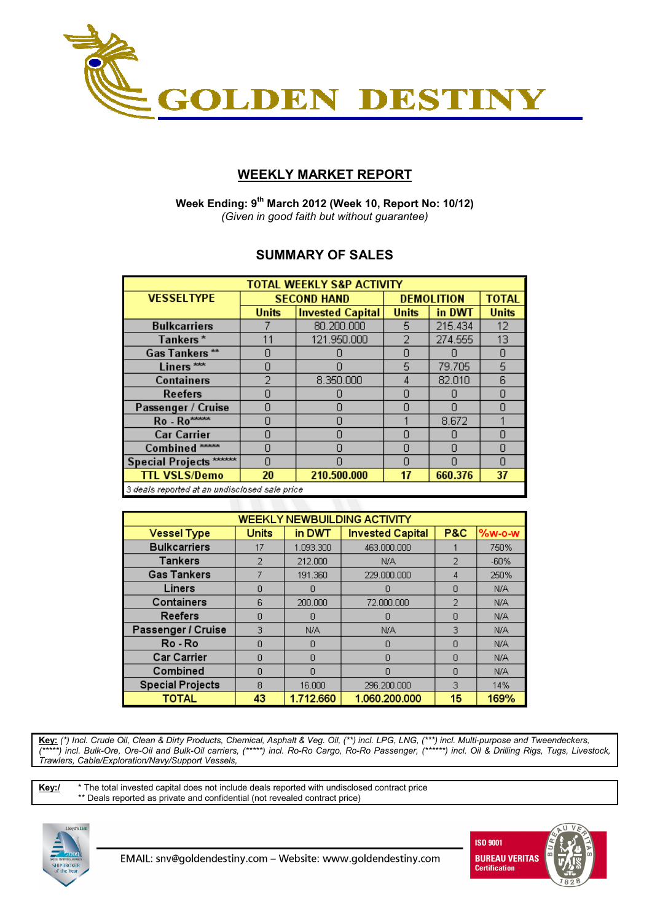GOLDEN DESTINY

# WEEKLY MARKET REPORT

**Week Ending: 9th March 2012 (Week 10, Report No: 10/12)**
*(Given in good faith but without guarantee)*

## SUMMARY OF SALES

| TOTAL WEEKLY S&P ACTIVITY | | | | | |
|---|---|---|---|---|---|
| VESSELTYPE | SECOND HAND | | DEMOLITION | | TOTAL |
| | Units | Invested Capital | Units | in DWT | Units |
| Bulkcarriers | 7 | 80.200.000 | 5 | 215.434 | 12 |
| Tankers * | 11 | 121.950.000 | 2 | 274.555 | 13 |
| Gas Tankers ** | 0 | 0 | 0 | 0 | 0 |
| Liners *** | 0 | 0 | 5 | 79.705 | 5 |
| Containers | 2 | 8.350.000 | 4 | 82.010 | 6 |
| Reefers | 0 | 0 | 0 | 0 | 0 |
| Passenger / Cruise | 0 | 0 | 0 | 0 | 0 |
| Ro - Ro***** | 0 | 0 | 1 | 8.672 | 1 |
| Car Carrier | 0 | 0 | 0 | 0 | 0 |
| Combined ***** | 0 | 0 | 0 | 0 | 0 |
| Special Projects ****** | 0 | 0 | 0 | 0 | 0 |
| **TTL VSLS/Demo** | **20** | **210.500.000** | **17** | **660.376** | **37** |

*3 deals reported at an undisclosed sale price*

| WEEKLY NEWBUILDING ACTIVITY | | | | | |
|---|---|---|---|---|---|
| Vessel Type | Units | in DWT | Invested Capital | P&C | %w-o-w |
| Bulkcarriers | 17 | 1.093.300 | 463.000.000 | 1 | 750% |
| Tankers | 2 | 212.000 | N/A | 2 | -60% |
| Gas Tankers | 7 | 191.360 | 229.000.000 | 4 | 250% |
| Liners | 0 | 0 | 0 | 0 | N/A |
| Containers | 6 | 200.000 | 72.000.000 | 2 | N/A |
| Reefers | 0 | 0 | 0 | 0 | N/A |
| Passenger / Cruise | 3 | N/A | N/A | 3 | N/A |
| Ro - Ro | 0 | 0 | 0 | 0 | N/A |
| Car Carrier | 0 | 0 | 0 | 0 | N/A |
| Combined | 0 | 0 | 0 | 0 | N/A |
| Special Projects | 8 | 16.000 | 296.200.000 | 3 | 14% |
| **TOTAL** | **43** | **1.712.660** | **1.060.200.000** | **15** | **169%** |

**Key:** *(\*) Incl. Crude Oil, Clean & Dirty Products, Chemical, Asphalt & Veg. Oil, (\*\*) incl. LPG, LNG, (\*\*\*) incl. Multi-purpose and Tweendeckers, (\*\*\*\*\*) incl. Bulk-Ore, Ore-Oil and Bulk-Oil carriers, (\*\*\*\*\*) incl. Ro-Ro Cargo, Ro-Ro Passenger, (\*\*\*\*\*\*) incl. Oil & Drilling Rigs, Tugs, Livestock, Trawlers, Cable/Exploration/Navy/Support Vessels,*

**Key:/** * The total invested capital does not include deals reported with undisclosed contract price
** Deals reported as private and confidential (not revealed contract price)

EMAIL: snv@goldendestiny.com – Website: www.goldendestiny.com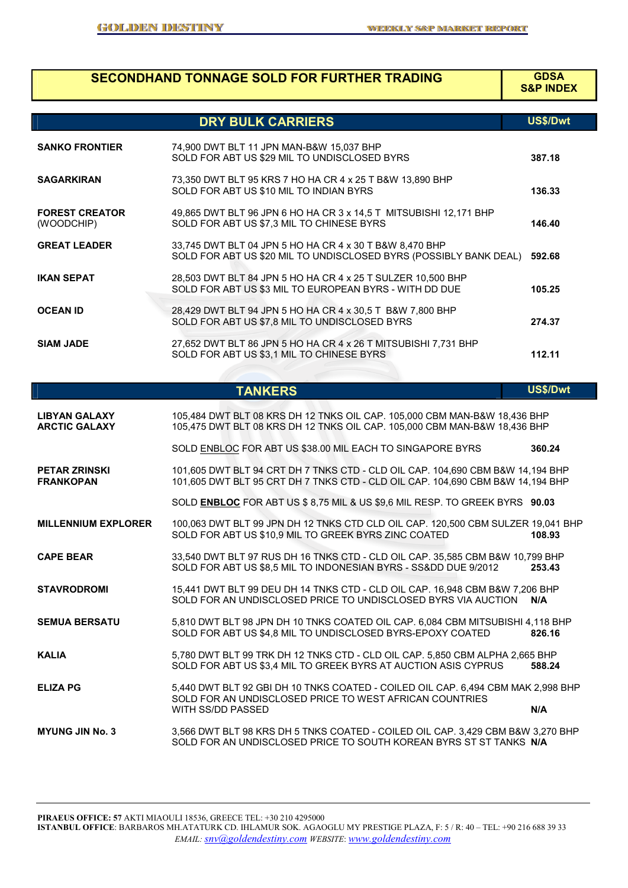## SECONDHAND TONNAGE SOLD FOR FURTHER TRADING

**GDSA S&P INDEX**

### DRY BULK CARRIERS

| Vessel | Details | US$/Dwt |
|---|---|---|
| **SANKO FRONTIER** | 74,900 DWT BLT 11 JPN MAN-B&W 15,037 BHP<br>SOLD FOR ABT US $29 MIL TO UNDISCLOSED BYRS | 387.18 |
| **SAGARKIRAN** | 73,350 DWT BLT 95 KRS 7 HO HA CR 4 x 25 T B&W 13,890 BHP<br>SOLD FOR ABT US $10 MIL TO INDIAN BYRS | 136.33 |
| **FOREST CREATOR** (WOODCHIP) | 49,865 DWT BLT 96 JPN 6 HO HA CR 3 x 14,5 T MITSUBISHI 12,171 BHP<br>SOLD FOR ABT US $7,3 MIL TO CHINESE BYRS | 146.40 |
| **GREAT LEADER** | 33,745 DWT BLT 04 JPN 5 HO HA CR 4 x 30 T B&W 8,470 BHP<br>SOLD FOR ABT US $20 MIL TO UNDISCLOSED BYRS (POSSIBLY BANK DEAL) | 592.68 |
| **IKAN SEPAT** | 28,503 DWT BLT 84 JPN 5 HO HA CR 4 x 25 T SULZER 10,500 BHP<br>SOLD FOR ABT US $3 MIL TO EUROPEAN BYRS - WITH DD DUE | 105.25 |
| **OCEAN ID** | 28,429 DWT BLT 94 JPN 5 HO HA CR 4 x 30,5 T B&W 7,800 BHP<br>SOLD FOR ABT US $7,8 MIL TO UNDISCLOSED BYRS | 274.37 |
| **SIAM JADE** | 27,652 DWT BLT 86 JPN 5 HO HA CR 4 x 26 T MITSUBISHI 7,731 BHP<br>SOLD FOR ABT US $3,1 MIL TO CHINESE BYRS | 112.11 |

### TANKERS

| Vessel | Details | US$/Dwt |
|---|---|---|
| **LIBYAN GALAXY**<br>**ARCTIC GALAXY** | 105,484 DWT BLT 08 KRS DH 12 TNKS OIL CAP. 105,000 CBM MAN-B&W 18,436 BHP<br>105,475 DWT BLT 08 KRS DH 12 TNKS OIL CAP. 105,000 CBM MAN-B&W 18,436 BHP<br>SOLD ENBLOC FOR ABT US $38.00 MIL EACH TO SINGAPORE BYRS | 360.24 |
| **PETAR ZRINSKI**<br>**FRANKOPAN** | 101,605 DWT BLT 94 CRT DH 7 TNKS CTD - CLD OIL CAP. 104,690 CBM B&W 14,194 BHP<br>101,605 DWT BLT 95 CRT DH 7 TNKS CTD - CLD OIL CAP. 104,690 CBM B&W 14,194 BHP<br>SOLD **ENBLOC** FOR ABT US $ 8,75 MIL & US $9,6 MIL RESP. TO GREEK BYRS | 90.03 |
| **MILLENNIUM EXPLORER** | 100,063 DWT BLT 99 JPN DH 12 TNKS CTD CLD OIL CAP. 120,500 CBM SULZER 19,041 BHP<br>SOLD FOR ABT US $10,9 MIL TO GREEK BYRS ZINC COATED | 108.93 |
| **CAPE BEAR** | 33,540 DWT BLT 97 RUS DH 16 TNKS CTD - CLD OIL CAP. 35,585 CBM B&W 10,799 BHP<br>SOLD FOR ABT US $8,5 MIL TO INDONESIAN BYRS - SS&DD DUE 9/2012 | 253.43 |
| **STAVRODROMI** | 15,441 DWT BLT 99 DEU DH 14 TNKS CTD - CLD OIL CAP. 16,948 CBM B&W 7,206 BHP<br>SOLD FOR AN UNDISCLOSED PRICE TO UNDISCLOSED BYRS VIA AUCTION | N/A |
| **SEMUA BERSATU** | 5,810 DWT BLT 98 JPN DH 10 TNKS COATED OIL CAP. 6,084 CBM MITSUBISHI 4,118 BHP<br>SOLD FOR ABT US $4,8 MIL TO UNDISCLOSED BYRS-EPOXY COATED | 826.16 |
| **KALIA** | 5,780 DWT BLT 99 TRK DH 12 TNKS CTD - CLD OIL CAP. 5,850 CBM ALPHA 2,665 BHP<br>SOLD FOR ABT US $3,4 MIL TO GREEK BYRS AT AUCTION ASIS CYPRUS | 588.24 |
| **ELIZA PG** | 5,440 DWT BLT 92 GBI DH 10 TNKS COATED - COILED OIL CAP. 6,494 CBM MAK 2,998 BHP<br>SOLD FOR AN UNDISCLOSED PRICE TO WEST AFRICAN COUNTRIES<br>WITH SS/DD PASSED | N/A |
| **MYUNG JIN No. 3** | 3,566 DWT BLT 98 KRS DH 5 TNKS COATED - COILED OIL CAP. 3,429 CBM B&W 3,270 BHP<br>SOLD FOR AN UNDISCLOSED PRICE TO SOUTH KOREAN BYRS ST ST TANKS | N/A |

**PIRAEUS OFFICE: 57** AKTI MIAOULI 18536, GREECE TEL: +30 210 4295000
**ISTANBUL OFFICE**: BARBAROS MH.ATATURK CD. IHLAMUR SOK. AGAOGLU MY PRESTIGE PLAZA, F: 5 / R: 40 – TEL: +90 216 688 39 33
*EMAIL: snv@goldendestiny.com WEBSITE: www.goldendestiny.com*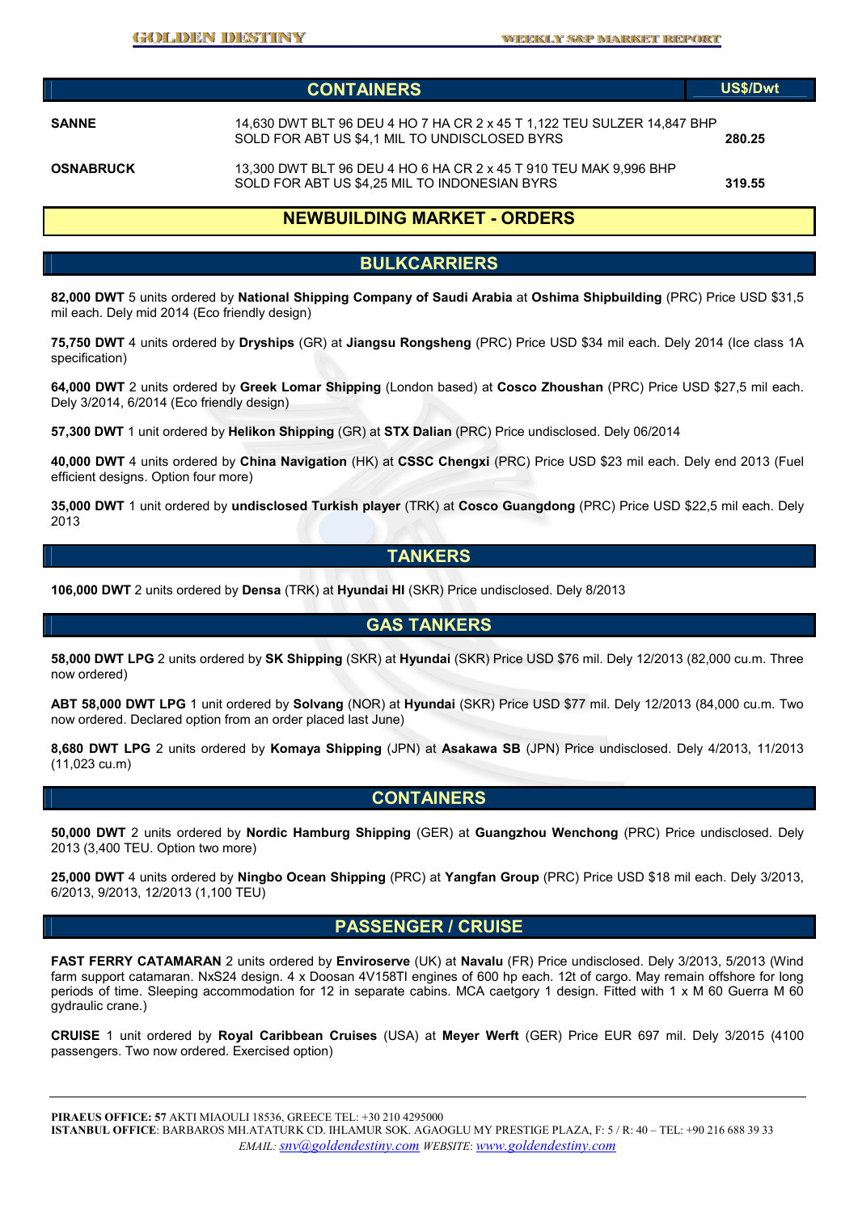## CONTAINERS

| | | US$/Dwt |
|---|---|---|
| **SANNE** | 14,630 DWT BLT 96 DEU 4 HO 7 HA CR 2 x 45 T 1,122 TEU SULZER 14,847 BHP SOLD FOR ABT US $4,1 MIL TO UNDISCLOSED BYRS | **280.25** |
| **OSNABRUCK** | 13,300 DWT BLT 96 DEU 4 HO 6 HA CR 2 x 45 T 910 TEU MAK 9,996 BHP SOLD FOR ABT US $4,25 MIL TO INDONESIAN BYRS | **319.55** |

# NEWBUILDING MARKET - ORDERS

## BULKCARRIERS

**82,000 DWT** 5 units ordered by **National Shipping Company of Saudi Arabia** at **Oshima Shipbuilding** (PRC) Price USD $31,5 mil each. Dely mid 2014 (Eco friendly design)

**75,750 DWT** 4 units ordered by **Dryships** (GR) at **Jiangsu Rongsheng** (PRC) Price USD $34 mil each. Dely 2014 (Ice class 1A specification)

**64,000 DWT** 2 units ordered by **Greek Lomar Shipping** (London based) at **Cosco Zhoushan** (PRC) Price USD $27,5 mil each. Dely 3/2014, 6/2014 (Eco friendly design)

**57,300 DWT** 1 unit ordered by **Helikon Shipping** (GR) at **STX Dalian** (PRC) Price undisclosed. Dely 06/2014

**40,000 DWT** 4 units ordered by **China Navigation** (HK) at **CSSC Chengxi** (PRC) Price USD $23 mil each. Dely end 2013 (Fuel efficient designs. Option four more)

**35,000 DWT** 1 unit ordered by **undisclosed Turkish player** (TRK) at **Cosco Guangdong** (PRC) Price USD $22,5 mil each. Dely 2013

## TANKERS

**106,000 DWT** 2 units ordered by **Densa** (TRK) at **Hyundai HI** (SKR) Price undisclosed. Dely 8/2013

## GAS TANKERS

**58,000 DWT LPG** 2 units ordered by **SK Shipping** (SKR) at **Hyundai** (SKR) Price USD $76 mil. Dely 12/2013 (82,000 cu.m. Three now ordered)

**ABT 58,000 DWT LPG** 1 unit ordered by **Solvang** (NOR) at **Hyundai** (SKR) Price USD $77 mil. Dely 12/2013 (84,000 cu.m. Two now ordered. Declared option from an order placed last June)

**8,680 DWT LPG** 2 units ordered by **Komaya Shipping** (JPN) at **Asakawa SB** (JPN) Price undisclosed. Dely 4/2013, 11/2013 (11,023 cu.m)

## CONTAINERS

**50,000 DWT** 2 units ordered by **Nordic Hamburg Shipping** (GER) at **Guangzhou Wenchong** (PRC) Price undisclosed. Dely 2013 (3,400 TEU. Option two more)

**25,000 DWT** 4 units ordered by **Ningbo Ocean Shipping** (PRC) at **Yangfan Group** (PRC) Price USD $18 mil each. Dely 3/2013, 6/2013, 9/2013, 12/2013 (1,100 TEU)

## PASSENGER / CRUISE

**FAST FERRY CATAMARAN** 2 units ordered by **Enviroserve** (UK) at **Navalu** (FR) Price undisclosed. Dely 3/2013, 5/2013 (Wind farm support catamaran. NxS24 design. 4 x Doosan 4V158TI engines of 600 hp each. 12t of cargo. May remain offshore for long periods of time. Sleeping accommodation for 12 in separate cabins. MCA caetgory 1 design. Fitted with 1 x M 60 Guerra M 60 gydraulic crane.)

**CRUISE** 1 unit ordered by **Royal Caribbean Cruises** (USA) at **Meyer Werft** (GER) Price EUR 697 mil. Dely 3/2015 (4100 passengers. Two now ordered. Exercised option)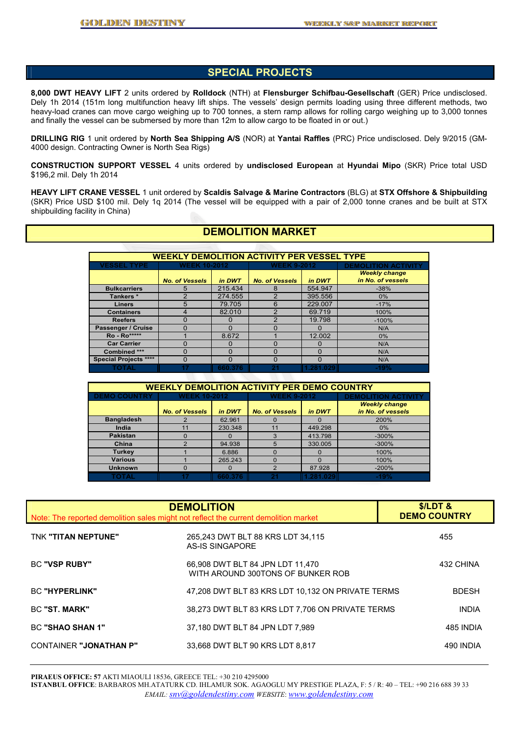## SPECIAL PROJECTS

**8,000 DWT HEAVY LIFT** 2 units ordered by **Rolldock** (NTH) at **Flensburger Schifbau-Gesellschaft** (GER) Price undisclosed. Dely 1h 2014 (151m long multifunction heavy lift ships. The vessels' design permits loading using three different methods, two heavy-load cranes can move cargo weighing up to 700 tonnes, a stern ramp allows for rolling cargo weighing up to 3,000 tonnes and finally the vessel can be submersed by more than 12m to allow cargo to be floated in or out.)

**DRILLING RIG** 1 unit ordered by **North Sea Shipping A/S** (NOR) at **Yantai Raffles** (PRC) Price undisclosed. Dely 9/2015 (GM-4000 design. Contracting Owner is North Sea Rigs)

**CONSTRUCTION SUPPORT VESSEL** 4 units ordered by **undisclosed European** at **Hyundai Mipo** (SKR) Price total USD $196,2 mil. Dely 1h 2014

**HEAVY LIFT CRANE VESSEL** 1 unit ordered by **Scaldis Salvage & Marine Contractors** (BLG) at **STX Offshore & Shipbuilding** (SKR) Price USD $100 mil. Dely 1q 2014 (The vessel will be equipped with a pair of 2,000 tonne cranes and be built at STX shipbuilding facility in China)

## DEMOLITION MARKET

**WEEKLY DEMOLITION ACTIVITY PER VESSEL TYPE**

| VESSEL TYPE | WEEK 10-2012 | | WEEK 9-2012 | | DEMOLITION ACTIVITY |
|---|---|---|---|---|---|
| | No. of Vessels | in DWT | No. of Vessels | in DWT | Weekly change in No. of vessels |
| Bulkcarriers | 5 | 215.434 | 8 | 554.947 | -38% |
| Tankers * | 2 | 274.555 | 2 | 395.556 | 0% |
| Liners | 5 | 79.705 | 6 | 229.007 | -17% |
| Containers | 4 | 82.010 | 2 | 69.719 | 100% |
| Reefers | 0 | 0 | 2 | 19.798 | -100% |
| Passenger / Cruise | 0 | 0 | 0 | 0 | N/A |
| Ro - Ro***** | 1 | 8.672 | 1 | 12.002 | 0% |
| Car Carrier | 0 | 0 | 0 | 0 | N/A |
| Combined *** | 0 | 0 | 0 | 0 | N/A |
| Special Projects **** | 0 | 0 | 0 | 0 | N/A |
| TOTAL | 17 | 660.376 | 21 | 1.281.029 | -19% |

**WEEKLY DEMOLITION ACTIVITY PER DEMO COUNTRY**

| DEMO COUNTRY | WEEK 10-2012 | | WEEK 9-2012 | | DEMOLITION ACTIVITY |
|---|---|---|---|---|---|
| | No. of Vessels | in DWT | No. of Vessels | in DWT | Weekly change in No. of vessels |
| Bangladesh | 2 | 62.961 | 0 | 0 | 200% |
| India | 11 | 230.348 | 11 | 449.298 | 0% |
| Pakistan | 0 | 0 | 3 | 413.798 | -300% |
| China | 2 | 94.938 | 5 | 330.005 | -300% |
| Turkey | 1 | 6.886 | 0 | 0 | 100% |
| Various | 1 | 265.243 | 0 | 0 | 100% |
| Unknown | 0 | 0 | 2 | 87.928 | -200% |
| TOTAL | 17 | 660.376 | 21 | 1.281.029 | -19% |

## DEMOLITION

Note: The reported demolition sales might not reflect the current demolition market

| Vessel | Details | $/LDT & DEMO COUNTRY |
|---|---|---|
| TNK **"TITAN NEPTUNE"** | 265,243 DWT BLT 88 KRS LDT 34,115 AS-IS SINGAPORE | 455 |
| BC **"VSP RUBY"** | 66,908 DWT BLT 84 JPN LDT 11,470 WITH AROUND 300TONS OF BUNKER ROB | 432 CHINA |
| BC **"HYPERLINK"** | 47,208 DWT BLT 83 KRS LDT 10,132 ON PRIVATE TERMS | BDESH |
| BC **"ST. MARK"** | 38,273 DWT BLT 83 KRS LDT 7,706 ON PRIVATE TERMS | INDIA |
| BC **"SHAO SHAN 1"** | 37,180 DWT BLT 84 JPN LDT 7,989 | 485 INDIA |
| CONTAINER **"JONATHAN P"** | 33,668 DWT BLT 90 KRS LDT 8,817 | 490 INDIA |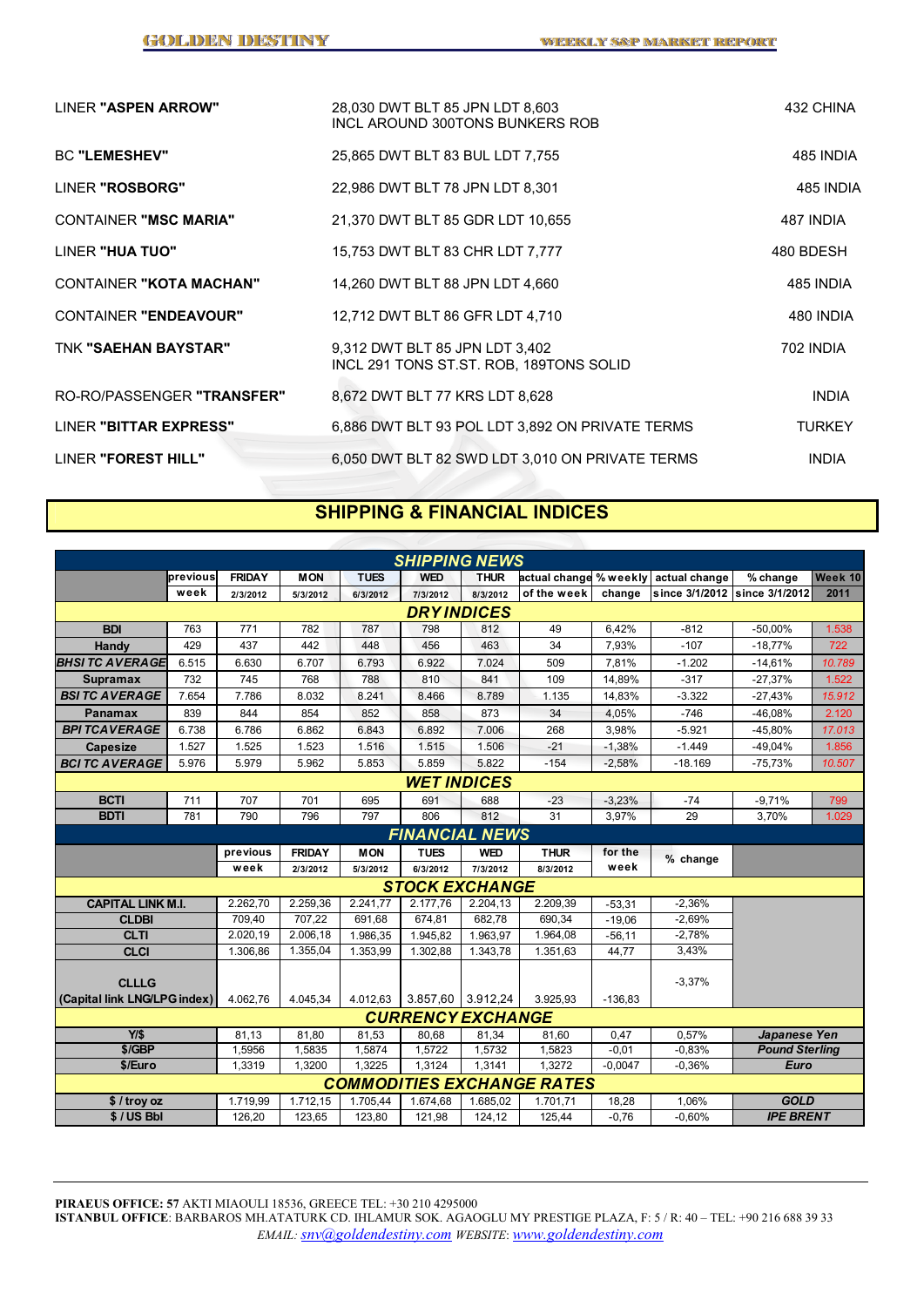| | | |
|---|---|---|
| LINER **"ASPEN ARROW"** | 28,030 DWT BLT 85 JPN LDT 8,603<br>INCL AROUND 300TONS BUNKERS ROB | 432 CHINA |
| BC **"LEMESHEV"** | 25,865 DWT BLT 83 BUL LDT 7,755 | 485 INDIA |
| LINER **"ROSBORG"** | 22,986 DWT BLT 78 JPN LDT 8,301 | 485 INDIA |
| CONTAINER **"MSC MARIA"** | 21,370 DWT BLT 85 GDR LDT 10,655 | 487 INDIA |
| LINER **"HUA TUO"** | 15,753 DWT BLT 83 CHR LDT 7,777 | 480 BDESH |
| CONTAINER **"KOTA MACHAN"** | 14,260 DWT BLT 88 JPN LDT 4,660 | 485 INDIA |
| CONTAINER **"ENDEAVOUR"** | 12,712 DWT BLT 86 GFR LDT 4,710 | 480 INDIA |
| TNK **"SAEHAN BAYSTAR"** | 9,312 DWT BLT 85 JPN LDT 3,402<br>INCL 291 TONS ST.ST. ROB, 189TONS SOLID | 702 INDIA |
| RO-RO/PASSENGER **"TRANSFER"** | 8,672 DWT BLT 77 KRS LDT 8,628 | INDIA |
| LINER **"BITTAR EXPRESS"** | 6,886 DWT BLT 93 POL LDT 3,892 ON PRIVATE TERMS | TURKEY |
| LINER **"FOREST HILL"** | 6,050 DWT BLT 82 SWD LDT 3,010 ON PRIVATE TERMS | INDIA |

## SHIPPING & FINANCIAL INDICES

### SHIPPING NEWS

| | previous week | FRIDAY 2/3/2012 | MON 5/3/2012 | TUES 6/3/2012 | WED 7/3/2012 | THUR 8/3/2012 | actual change of the week | % weekly change | actual change since 3/1/2012 | % change since 3/1/2012 | Week 10 2011 |
|---|---|---|---|---|---|---|---|---|---|---|---|
| **DRY INDICES** | | | | | | | | | | | |
| **BDI** | 763 | 771 | 782 | 787 | 798 | 812 | 49 | 6,42% | -812 | -50,00% | 1.538 |
| **Handy** | 429 | 437 | 442 | 448 | 456 | 463 | 34 | 7,93% | -107 | -18,77% | 722 |
| ***BHSI TC AVERAGE*** | 6.515 | 6.630 | 6.707 | 6.793 | 6.922 | 7.024 | 509 | 7,81% | -1.202 | -14,61% | *10.789* |
| **Supramax** | 732 | 745 | 768 | 788 | 810 | 841 | 109 | 14,89% | -317 | -27,37% | 1.522 |
| ***BSI TC AVERAGE*** | 7.654 | 7.786 | 8.032 | 8.241 | 8.466 | 8.789 | 1.135 | 14,83% | -3.322 | -27,43% | *15.912* |
| **Panamax** | 839 | 844 | 854 | 852 | 858 | 873 | 34 | 4,05% | -746 | -46,08% | 2.120 |
| ***BPI TCAVERAGE*** | 6.738 | 6.786 | 6.862 | 6.843 | 6.892 | 7.006 | 268 | 3,98% | -5.921 | -45,80% | *17.013* |
| **Capesize** | 1.527 | 1.525 | 1.523 | 1.516 | 1.515 | 1.506 | -21 | -1,38% | -1.449 | -49,04% | 1.856 |
| ***BCI TC AVERAGE*** | 5.976 | 5.979 | 5.962 | 5.853 | 5.859 | 5.822 | -154 | -2,58% | -18.169 | -75,73% | *10.507* |
| **WET INDICES** | | | | | | | | | | | |
| **BCTI** | 711 | 707 | 701 | 695 | 691 | 688 | -23 | -3,23% | -74 | -9,71% | 799 |
| **BDTI** | 781 | 790 | 796 | 797 | 806 | 812 | 31 | 3,97% | 29 | 3,70% | 1.029 |

### FINANCIAL NEWS

| | previous week | FRIDAY 2/3/2012 | MON 5/3/2012 | TUES 6/3/2012 | WED 7/3/2012 | THUR 8/3/2012 | for the week | % change | |
|---|---|---|---|---|---|---|---|---|---|
| **STOCK EXCHANGE** | | | | | | | | | |
| **CAPITAL LINK M.I.** | 2.262,70 | 2.259,36 | 2.241,77 | 2.177,76 | 2.204,13 | 2.209,39 | -53,31 | -2,36% | |
| **CLDBI** | 709,40 | 707,22 | 691,68 | 674,81 | 682,78 | 690,34 | -19,06 | -2,69% | |
| **CLTI** | 2.020,19 | 2.006,18 | 1.986,35 | 1.945,82 | 1.963,97 | 1.964,08 | -56,11 | -2,78% | |
| **CLCI** | 1.306,86 | 1.355,04 | 1.353,99 | 1.302,88 | 1.343,78 | 1.351,63 | 44,77 | 3,43% | |
| **CLLLG (Capital link LNG/LPG index)** | 4.062,76 | 4.045,34 | 4.012,63 | 3.857,60 | 3.912,24 | 3.925,93 | -136,83 | -3,37% | |
| **CURRENCY EXCHANGE** | | | | | | | | | |
| **Y/$** | 81,13 | 81,80 | 81,53 | 80,68 | 81,34 | 81,60 | 0,47 | 0,57% | ***Japanese Yen*** |
| **$/GBP** | 1,5956 | 1,5835 | 1,5874 | 1,5722 | 1,5732 | 1,5823 | -0,01 | -0,83% | ***Pound Sterling*** |
| **$/Euro** | 1,3319 | 1,3200 | 1,3225 | 1,3124 | 1,3141 | 1,3272 | -0,0047 | -0,36% | ***Euro*** |
| **COMMODITIES EXCHANGE RATES** | | | | | | | | | |
| **$ / troy oz** | 1.719,99 | 1.712,15 | 1.705,44 | 1.674,68 | 1.685,02 | 1.701,71 | 18,28 | 1,06% | ***GOLD*** |
| **$ / US Bbl** | 126,20 | 123,65 | 123,80 | 121,98 | 124,12 | 125,44 | -0,76 | -0,60% | ***IPE BRENT*** |

**PIRAEUS OFFICE: 57** AKTI MIAOULI 18536, GREECE TEL: +30 210 4295000
**ISTANBUL OFFICE**: BARBAROS MH.ATATURK CD. IHLAMUR SOK. AGAOGLU MY PRESTIGE PLAZA, F: 5 / R: 40 – TEL: +90 216 688 39 33
*EMAIL: snv@goldendestiny.com WEBSITE: www.goldendestiny.com*